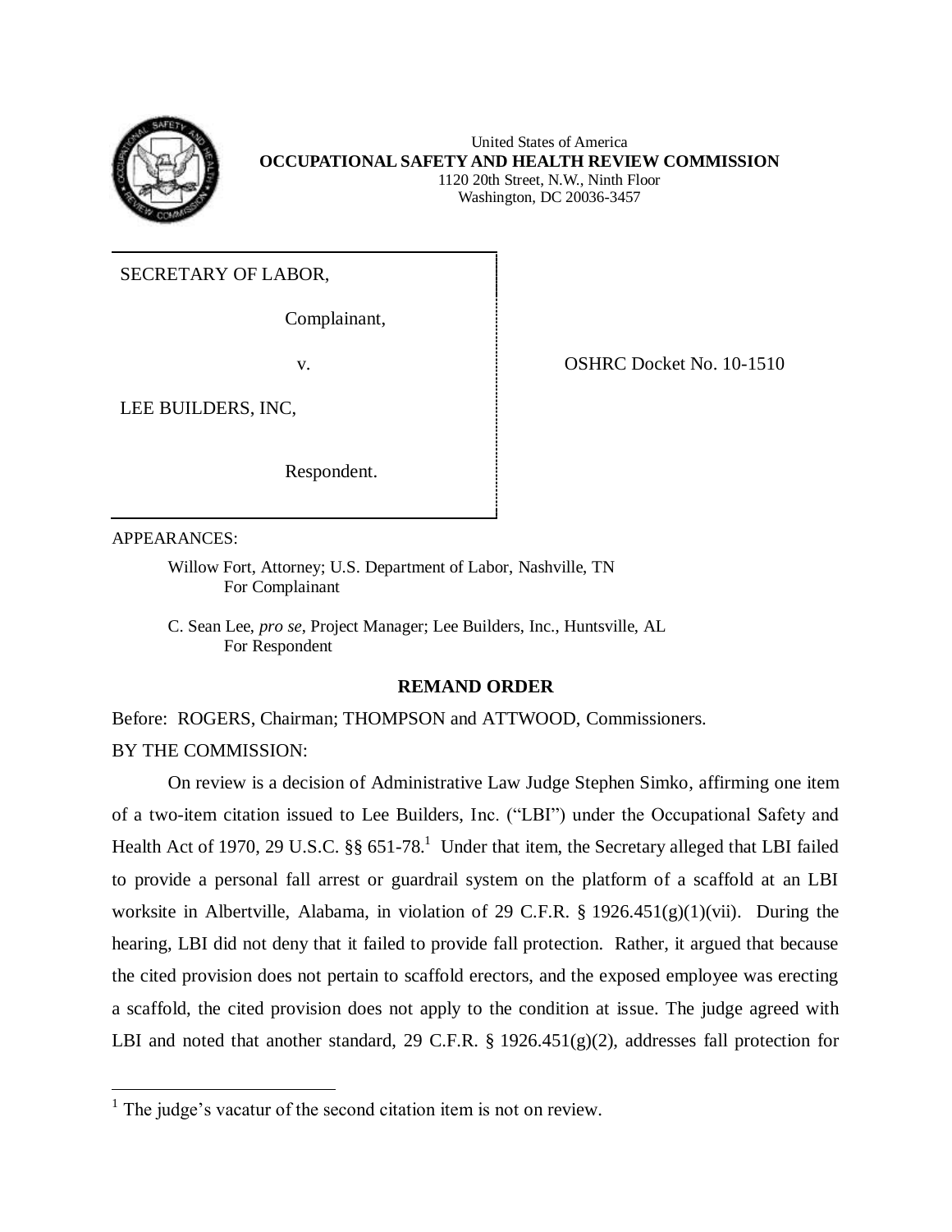United States of America
**OCCUPATIONAL SAFETY AND HEALTH REVIEW COMMISSION**
1120 20th Street, N.W., Ninth Floor
Washington, DC 20036-3457

SECRETARY OF LABOR,

Complainant,

v.

LEE BUILDERS, INC,

Respondent.

OSHRC Docket No. 10-1510

APPEARANCES:

Willow Fort, Attorney; U.S. Department of Labor, Nashville, TN
For Complainant

C. Sean Lee, *pro se*, Project Manager; Lee Builders, Inc., Huntsville, AL
For Respondent

**REMAND ORDER**

Before: ROGERS, Chairman; THOMPSON and ATTWOOD, Commissioners.

BY THE COMMISSION:

On review is a decision of Administrative Law Judge Stephen Simko, affirming one item of a two-item citation issued to Lee Builders, Inc. ("LBI") under the Occupational Safety and Health Act of 1970, 29 U.S.C. §§ 651-78.[1] Under that item, the Secretary alleged that LBI failed to provide a personal fall arrest or guardrail system on the platform of a scaffold at an LBI worksite in Albertville, Alabama, in violation of 29 C.F.R. § 1926.451(g)(1)(vii). During the hearing, LBI did not deny that it failed to provide fall protection. Rather, it argued that because the cited provision does not pertain to scaffold erectors, and the exposed employee was erecting a scaffold, the cited provision does not apply to the condition at issue. The judge agreed with LBI and noted that another standard, 29 C.F.R. § 1926.451(g)(2), addresses fall protection for

[1] The judge's vacatur of the second citation item is not on review.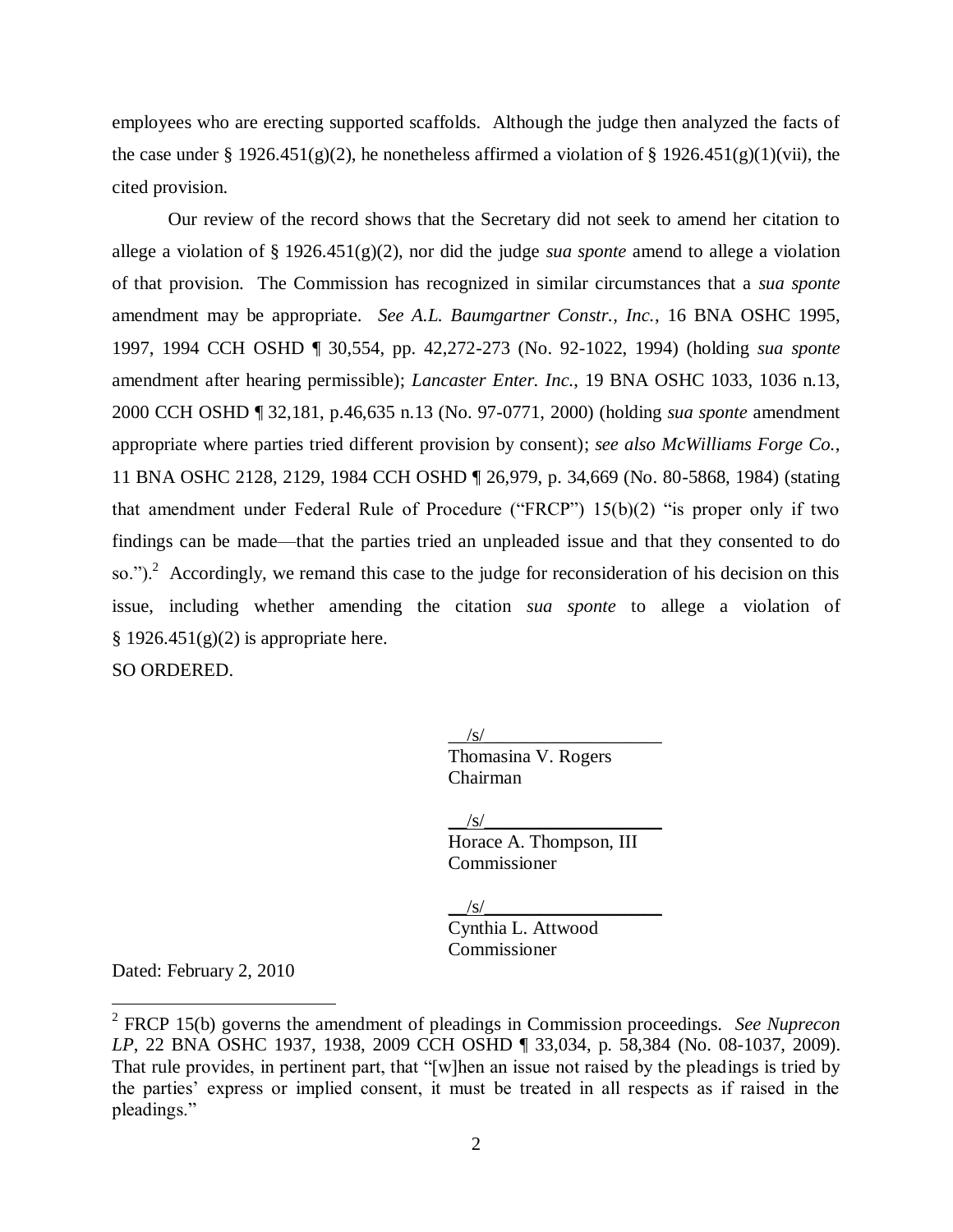employees who are erecting supported scaffolds. Although the judge then analyzed the facts of the case under § 1926.451(g)(2), he nonetheless affirmed a violation of § 1926.451(g)(1)(vii), the cited provision.

Our review of the record shows that the Secretary did not seek to amend her citation to allege a violation of § 1926.451(g)(2), nor did the judge *sua sponte* amend to allege a violation of that provision. The Commission has recognized in similar circumstances that a *sua sponte* amendment may be appropriate. *See A.L. Baumgartner Constr., Inc.*, 16 BNA OSHC 1995, 1997, 1994 CCH OSHD ¶ 30,554, pp. 42,272-273 (No. 92-1022, 1994) (holding *sua sponte* amendment after hearing permissible); *Lancaster Enter. Inc.*, 19 BNA OSHC 1033, 1036 n.13, 2000 CCH OSHD ¶ 32,181, p.46,635 n.13 (No. 97-0771, 2000) (holding *sua sponte* amendment appropriate where parties tried different provision by consent); *see also McWilliams Forge Co.*, 11 BNA OSHC 2128, 2129, 1984 CCH OSHD ¶ 26,979, p. 34,669 (No. 80-5868, 1984) (stating that amendment under Federal Rule of Procedure ("FRCP") 15(b)(2) "is proper only if two findings can be made—that the parties tried an unpleaded issue and that they consented to do so.").[2] Accordingly, we remand this case to the judge for reconsideration of his decision on this issue, including whether amending the citation *sua sponte* to allege a violation of § 1926.451(g)(2) is appropriate here.

SO ORDERED.

/s/
Thomasina V. Rogers
Chairman

/s/
Horace A. Thompson, III
Commissioner

/s/
Cynthia L. Attwood
Commissioner

Dated: February 2, 2010

---

[2] FRCP 15(b) governs the amendment of pleadings in Commission proceedings. *See Nuprecon LP*, 22 BNA OSHC 1937, 1938, 2009 CCH OSHD ¶ 33,034, p. 58,384 (No. 08-1037, 2009). That rule provides, in pertinent part, that "[w]hen an issue not raised by the pleadings is tried by the parties' express or implied consent, it must be treated in all respects as if raised in the pleadings."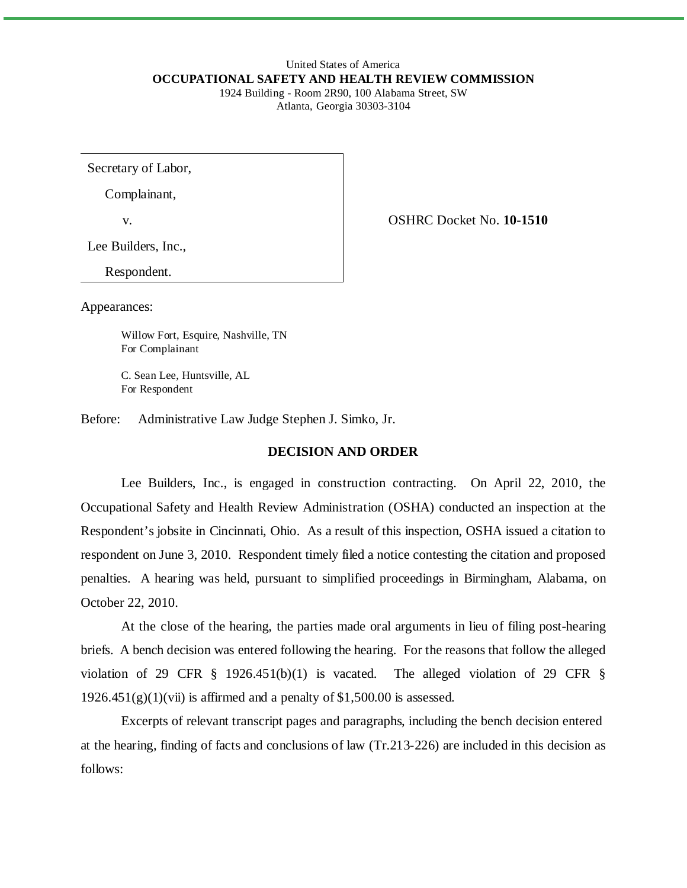United States of America
**OCCUPATIONAL SAFETY AND HEALTH REVIEW COMMISSION**
1924 Building - Room 2R90, 100 Alabama Street, SW
Atlanta, Georgia 30303-3104

| | |
|---|---|
| Secretary of Labor,<br>Complainant,<br>v.<br>Lee Builders, Inc.,<br>Respondent. | OSHRC Docket No. **10-1510** |

Appearances:

Willow Fort, Esquire, Nashville, TN
For Complainant

C. Sean Lee, Huntsville, AL
For Respondent

Before: Administrative Law Judge Stephen J. Simko, Jr.

## DECISION AND ORDER

Lee Builders, Inc., is engaged in construction contracting. On April 22, 2010, the Occupational Safety and Health Review Administration (OSHA) conducted an inspection at the Respondent's jobsite in Cincinnati, Ohio. As a result of this inspection, OSHA issued a citation to respondent on June 3, 2010. Respondent timely filed a notice contesting the citation and proposed penalties. A hearing was held, pursuant to simplified proceedings in Birmingham, Alabama, on October 22, 2010.

At the close of the hearing, the parties made oral arguments in lieu of filing post-hearing briefs. A bench decision was entered following the hearing. For the reasons that follow the alleged violation of 29 CFR § 1926.451(b)(1) is vacated. The alleged violation of 29 CFR § 1926.451(g)(1)(vii) is affirmed and a penalty of $1,500.00 is assessed.

Excerpts of relevant transcript pages and paragraphs, including the bench decision entered at the hearing, finding of facts and conclusions of law (Tr.213-226) are included in this decision as follows: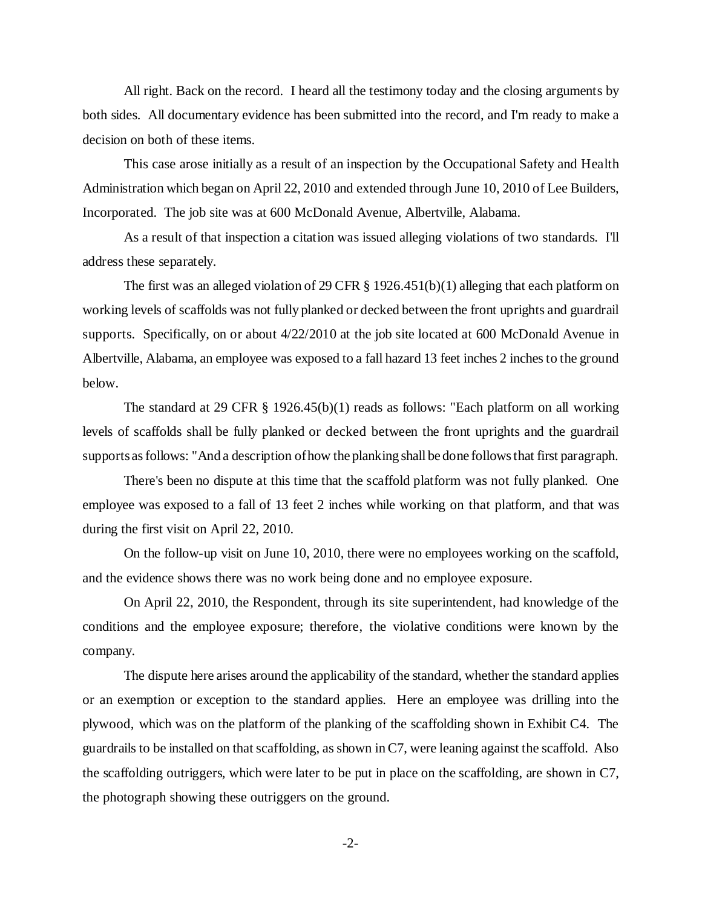All right. Back on the record. I heard all the testimony today and the closing arguments by both sides. All documentary evidence has been submitted into the record, and I'm ready to make a decision on both of these items.

This case arose initially as a result of an inspection by the Occupational Safety and Health Administration which began on April 22, 2010 and extended through June 10, 2010 of Lee Builders, Incorporated. The job site was at 600 McDonald Avenue, Albertville, Alabama.

As a result of that inspection a citation was issued alleging violations of two standards. I'll address these separately.

The first was an alleged violation of 29 CFR § 1926.451(b)(1) alleging that each platform on working levels of scaffolds was not fully planked or decked between the front uprights and guardrail supports. Specifically, on or about 4/22/2010 at the job site located at 600 McDonald Avenue in Albertville, Alabama, an employee was exposed to a fall hazard 13 feet inches 2 inches to the ground below.

The standard at 29 CFR § 1926.45(b)(1) reads as follows: "Each platform on all working levels of scaffolds shall be fully planked or decked between the front uprights and the guardrail supports as follows: "And a description of how the planking shall be done follows that first paragraph.

There's been no dispute at this time that the scaffold platform was not fully planked. One employee was exposed to a fall of 13 feet 2 inches while working on that platform, and that was during the first visit on April 22, 2010.

On the follow-up visit on June 10, 2010, there were no employees working on the scaffold, and the evidence shows there was no work being done and no employee exposure.

On April 22, 2010, the Respondent, through its site superintendent, had knowledge of the conditions and the employee exposure; therefore, the violative conditions were known by the company.

The dispute here arises around the applicability of the standard, whether the standard applies or an exemption or exception to the standard applies. Here an employee was drilling into the plywood, which was on the platform of the planking of the scaffolding shown in Exhibit C4. The guardrails to be installed on that scaffolding, as shown in C7, were leaning against the scaffold. Also the scaffolding outriggers, which were later to be put in place on the scaffolding, are shown in C7, the photograph showing these outriggers on the ground.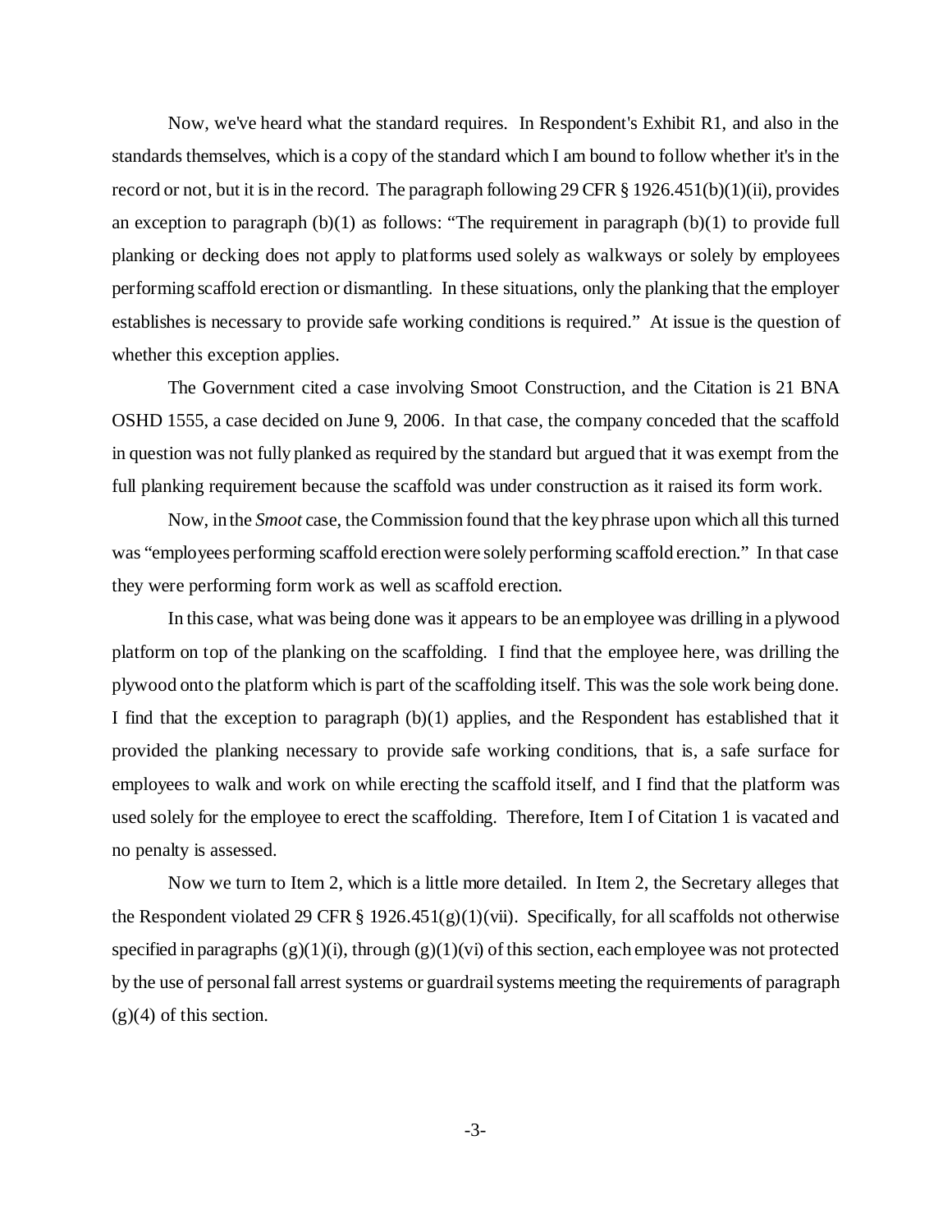Now, we've heard what the standard requires. In Respondent's Exhibit R1, and also in the standards themselves, which is a copy of the standard which I am bound to follow whether it's in the record or not, but it is in the record. The paragraph following 29 CFR § 1926.451(b)(1)(ii), provides an exception to paragraph (b)(1) as follows: "The requirement in paragraph (b)(1) to provide full planking or decking does not apply to platforms used solely as walkways or solely by employees performing scaffold erection or dismantling. In these situations, only the planking that the employer establishes is necessary to provide safe working conditions is required." At issue is the question of whether this exception applies.

The Government cited a case involving Smoot Construction, and the Citation is 21 BNA OSHD 1555, a case decided on June 9, 2006. In that case, the company conceded that the scaffold in question was not fully planked as required by the standard but argued that it was exempt from the full planking requirement because the scaffold was under construction as it raised its form work.

Now, in the *Smoot* case, the Commission found that the key phrase upon which all this turned was "employees performing scaffold erection were solely performing scaffold erection." In that case they were performing form work as well as scaffold erection.

In this case, what was being done was it appears to be an employee was drilling in a plywood platform on top of the planking on the scaffolding. I find that the employee here, was drilling the plywood onto the platform which is part of the scaffolding itself. This was the sole work being done. I find that the exception to paragraph (b)(1) applies, and the Respondent has established that it provided the planking necessary to provide safe working conditions, that is, a safe surface for employees to walk and work on while erecting the scaffold itself, and I find that the platform was used solely for the employee to erect the scaffolding. Therefore, Item I of Citation 1 is vacated and no penalty is assessed.

Now we turn to Item 2, which is a little more detailed. In Item 2, the Secretary alleges that the Respondent violated 29 CFR § 1926.451(g)(1)(vii). Specifically, for all scaffolds not otherwise specified in paragraphs (g)(1)(i), through (g)(1)(vi) of this section, each employee was not protected by the use of personal fall arrest systems or guardrail systems meeting the requirements of paragraph (g)(4) of this section.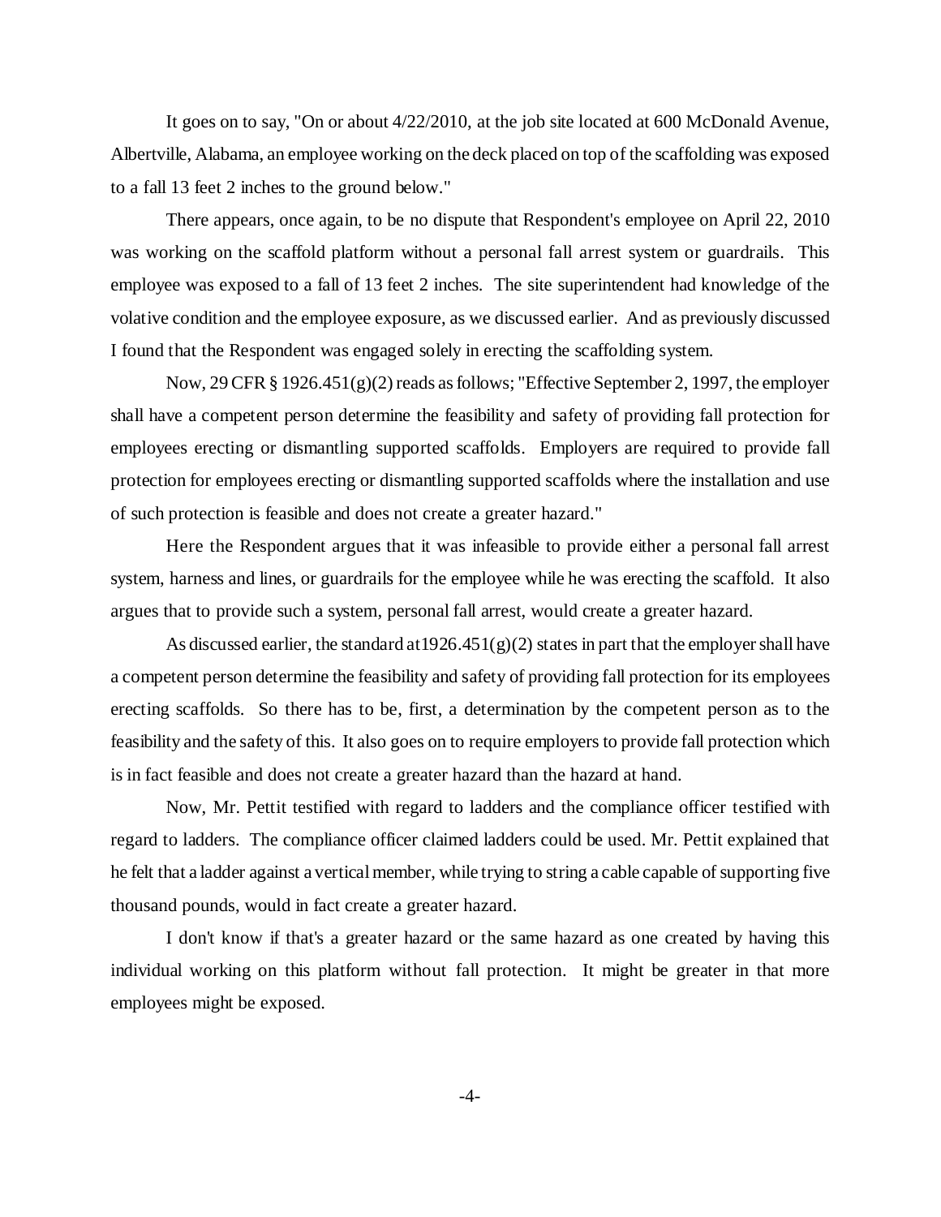It goes on to say, "On or about 4/22/2010, at the job site located at 600 McDonald Avenue, Albertville, Alabama, an employee working on the deck placed on top of the scaffolding was exposed to a fall 13 feet 2 inches to the ground below."

There appears, once again, to be no dispute that Respondent's employee on April 22, 2010 was working on the scaffold platform without a personal fall arrest system or guardrails. This employee was exposed to a fall of 13 feet 2 inches. The site superintendent had knowledge of the volative condition and the employee exposure, as we discussed earlier. And as previously discussed I found that the Respondent was engaged solely in erecting the scaffolding system.

Now, 29 CFR § 1926.451(g)(2) reads as follows; "Effective September 2, 1997, the employer shall have a competent person determine the feasibility and safety of providing fall protection for employees erecting or dismantling supported scaffolds. Employers are required to provide fall protection for employees erecting or dismantling supported scaffolds where the installation and use of such protection is feasible and does not create a greater hazard."

Here the Respondent argues that it was infeasible to provide either a personal fall arrest system, harness and lines, or guardrails for the employee while he was erecting the scaffold. It also argues that to provide such a system, personal fall arrest, would create a greater hazard.

As discussed earlier, the standard at1926.451(g)(2) states in part that the employer shall have a competent person determine the feasibility and safety of providing fall protection for its employees erecting scaffolds. So there has to be, first, a determination by the competent person as to the feasibility and the safety of this. It also goes on to require employers to provide fall protection which is in fact feasible and does not create a greater hazard than the hazard at hand.

Now, Mr. Pettit testified with regard to ladders and the compliance officer testified with regard to ladders. The compliance officer claimed ladders could be used. Mr. Pettit explained that he felt that a ladder against a vertical member, while trying to string a cable capable of supporting five thousand pounds, would in fact create a greater hazard.

I don't know if that's a greater hazard or the same hazard as one created by having this individual working on this platform without fall protection. It might be greater in that more employees might be exposed.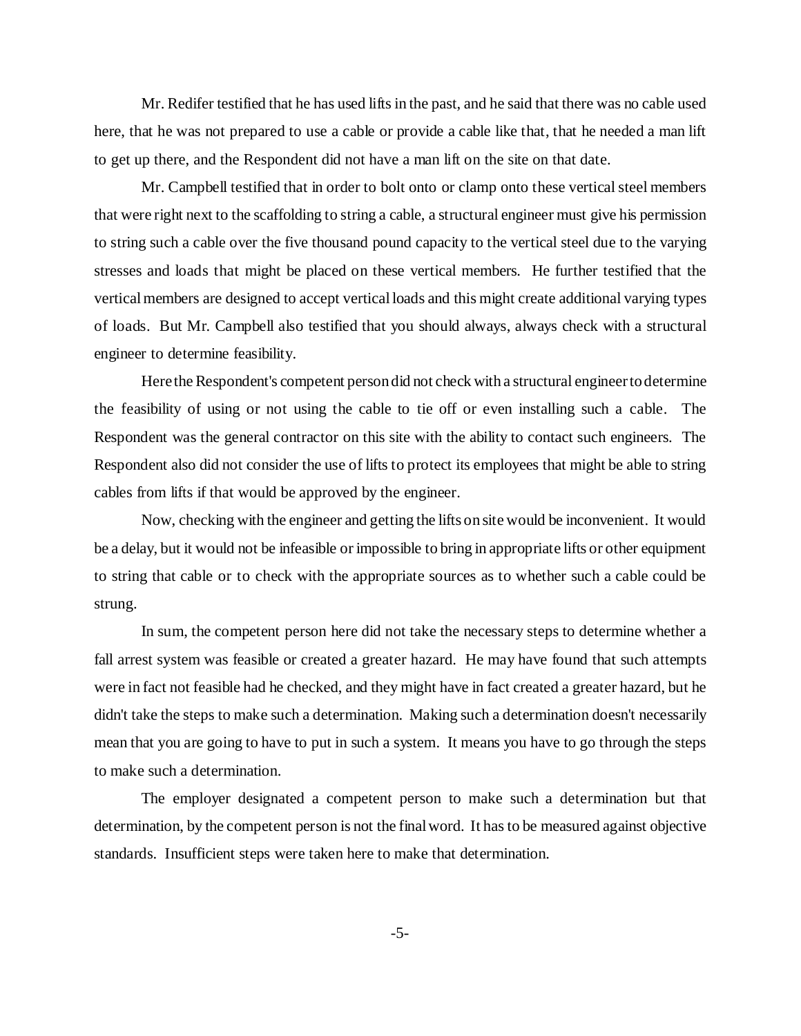Mr. Redifer testified that he has used lifts in the past, and he said that there was no cable used here, that he was not prepared to use a cable or provide a cable like that, that he needed a man lift to get up there, and the Respondent did not have a man lift on the site on that date.

Mr. Campbell testified that in order to bolt onto or clamp onto these vertical steel members that were right next to the scaffolding to string a cable, a structural engineer must give his permission to string such a cable over the five thousand pound capacity to the vertical steel due to the varying stresses and loads that might be placed on these vertical members. He further testified that the vertical members are designed to accept vertical loads and this might create additional varying types of loads. But Mr. Campbell also testified that you should always, always check with a structural engineer to determine feasibility.

Here the Respondent's competent person did not check with a structural engineer to determine the feasibility of using or not using the cable to tie off or even installing such a cable. The Respondent was the general contractor on this site with the ability to contact such engineers. The Respondent also did not consider the use of lifts to protect its employees that might be able to string cables from lifts if that would be approved by the engineer.

Now, checking with the engineer and getting the lifts on site would be inconvenient. It would be a delay, but it would not be infeasible or impossible to bring in appropriate lifts or other equipment to string that cable or to check with the appropriate sources as to whether such a cable could be strung.

In sum, the competent person here did not take the necessary steps to determine whether a fall arrest system was feasible or created a greater hazard. He may have found that such attempts were in fact not feasible had he checked, and they might have in fact created a greater hazard, but he didn't take the steps to make such a determination. Making such a determination doesn't necessarily mean that you are going to have to put in such a system. It means you have to go through the steps to make such a determination.

The employer designated a competent person to make such a determination but that determination, by the competent person is not the final word. It has to be measured against objective standards. Insufficient steps were taken here to make that determination.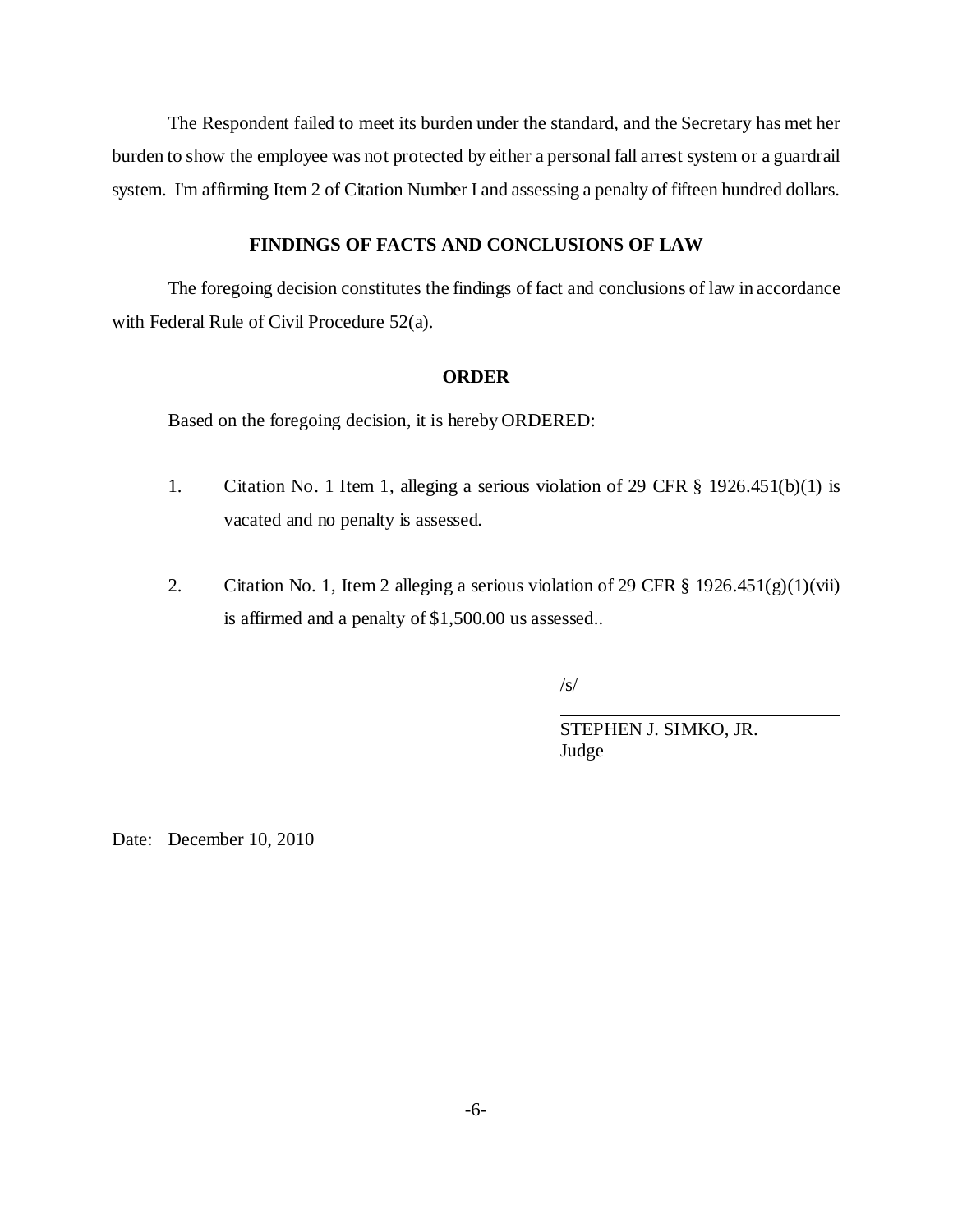The Respondent failed to meet its burden under the standard, and the Secretary has met her burden to show the employee was not protected by either a personal fall arrest system or a guardrail system. I'm affirming Item 2 of Citation Number I and assessing a penalty of fifteen hundred dollars.

## FINDINGS OF FACTS AND CONCLUSIONS OF LAW

The foregoing decision constitutes the findings of fact and conclusions of law in accordance with Federal Rule of Civil Procedure 52(a).

## ORDER

Based on the foregoing decision, it is hereby ORDERED:

1. Citation No. 1 Item 1, alleging a serious violation of 29 CFR § 1926.451(b)(1) is vacated and no penalty is assessed.

2. Citation No. 1, Item 2 alleging a serious violation of 29 CFR § 1926.451(g)(1)(vii) is affirmed and a penalty of $1,500.00 us assessed..

/s/

STEPHEN J. SIMKO, JR.
Judge

Date: December 10, 2010